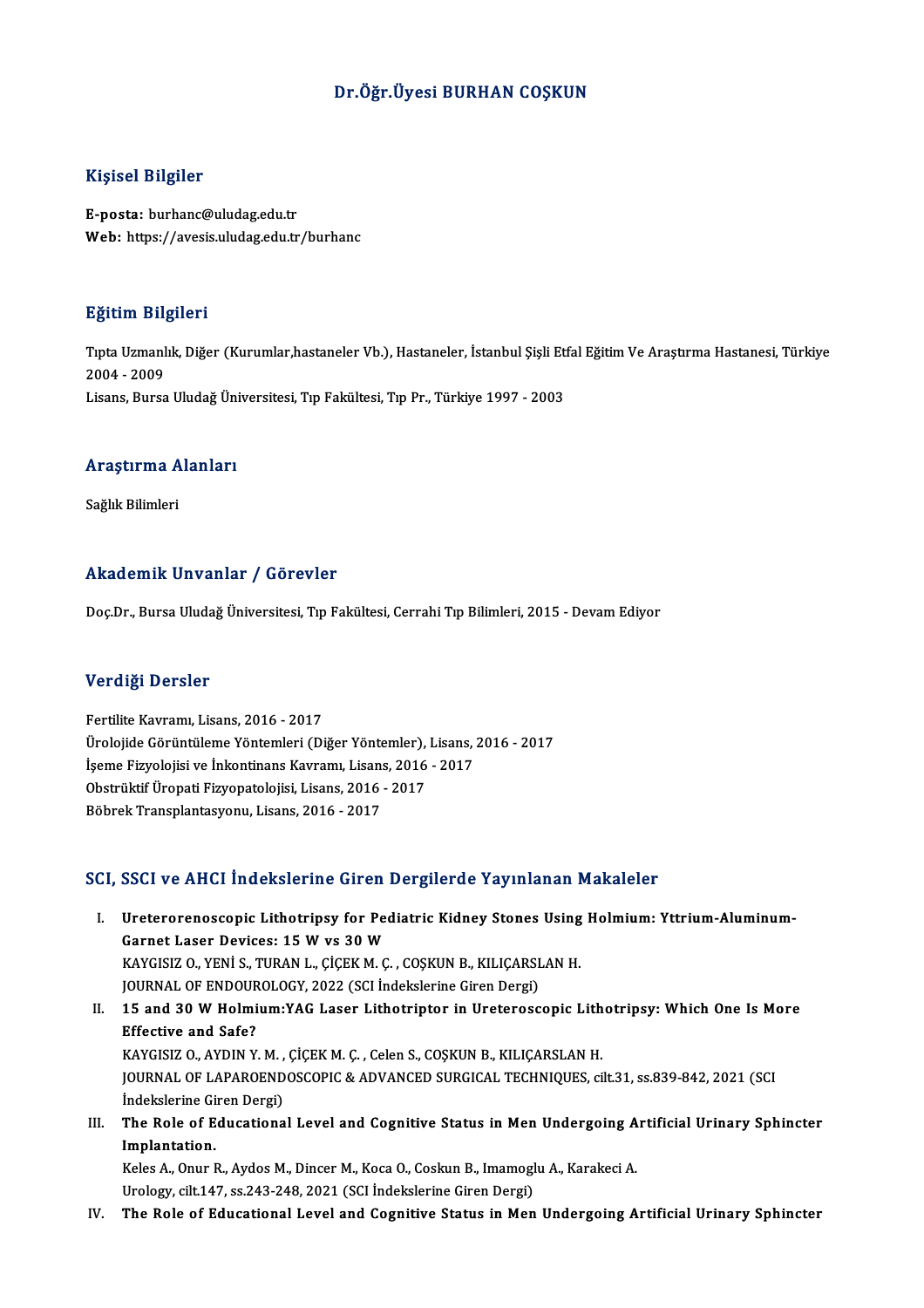# Dr.Öğr.Üyesi BURHAN COŞKUN

## Kişisel Bilgiler

**E-posta:** burhanc@uludag.edu.tr
**Web:** https://avesis.uludag.edu.tr/burhanc

## Eğitim Bilgileri

Tıpta Uzmanlık, Diğer (Kurumlar,hastaneler Vb.), Hastaneler, İstanbul Şişli Etfal Eğitim Ve Araştırma Hastanesi, Türkiye 2004 - 2009
Lisans, Bursa Uludağ Üniversitesi, Tıp Fakültesi, Tıp Pr., Türkiye 1997 - 2003

## Araştırma Alanları

Sağlık Bilimleri

## Akademik Unvanlar / Görevler

Doç.Dr., Bursa Uludağ Üniversitesi, Tıp Fakültesi, Cerrahi Tıp Bilimleri, 2015 - Devam Ediyor

## Verdiği Dersler

Fertilite Kavramı, Lisans, 2016 - 2017
Ürolojide Görüntüleme Yöntemleri (Diğer Yöntemler), Lisans, 2016 - 2017
İşeme Fizyolojisi ve İnkontinans Kavramı, Lisans, 2016 - 2017
Obstrüktif Üropati Fizyopatolojisi, Lisans, 2016 - 2017
Böbrek Transplantasyonu, Lisans, 2016 - 2017

## SCI, SSCI ve AHCI İndekslerine Giren Dergilerde Yayınlanan Makaleler

I. **Ureterorenoscopic Lithotripsy for Pediatric Kidney Stones Using Holmium: Yttrium-Aluminum-Garnet Laser Devices: 15 W vs 30 W**
KAYGISIZ O., YENİ S., TURAN L., ÇİÇEK M. Ç. , COŞKUN B., KILIÇARSLAN H.
JOURNAL OF ENDOUROLOGY, 2022 (SCI İndekslerine Giren Dergi)

II. **15 and 30 W Holmium:YAG Laser Lithotriptor in Ureteroscopic Lithotripsy: Which One Is More Effective and Safe?**
KAYGISIZ O., AYDIN Y. M. , ÇİÇEK M. Ç. , Celen S., COŞKUN B., KILIÇARSLAN H.
JOURNAL OF LAPAROENDOSCOPIC & ADVANCED SURGICAL TECHNIQUES, cilt.31, ss.839-842, 2021 (SCI İndekslerine Giren Dergi)

III. **The Role of Educational Level and Cognitive Status in Men Undergoing Artificial Urinary Sphincter Implantation.**
Keles A., Onur R., Aydos M., Dincer M., Koca O., Coskun B., Imamoglu A., Karakeci A.
Urology, cilt.147, ss.243-248, 2021 (SCI İndekslerine Giren Dergi)

IV. **The Role of Educational Level and Cognitive Status in Men Undergoing Artificial Urinary Sphincter**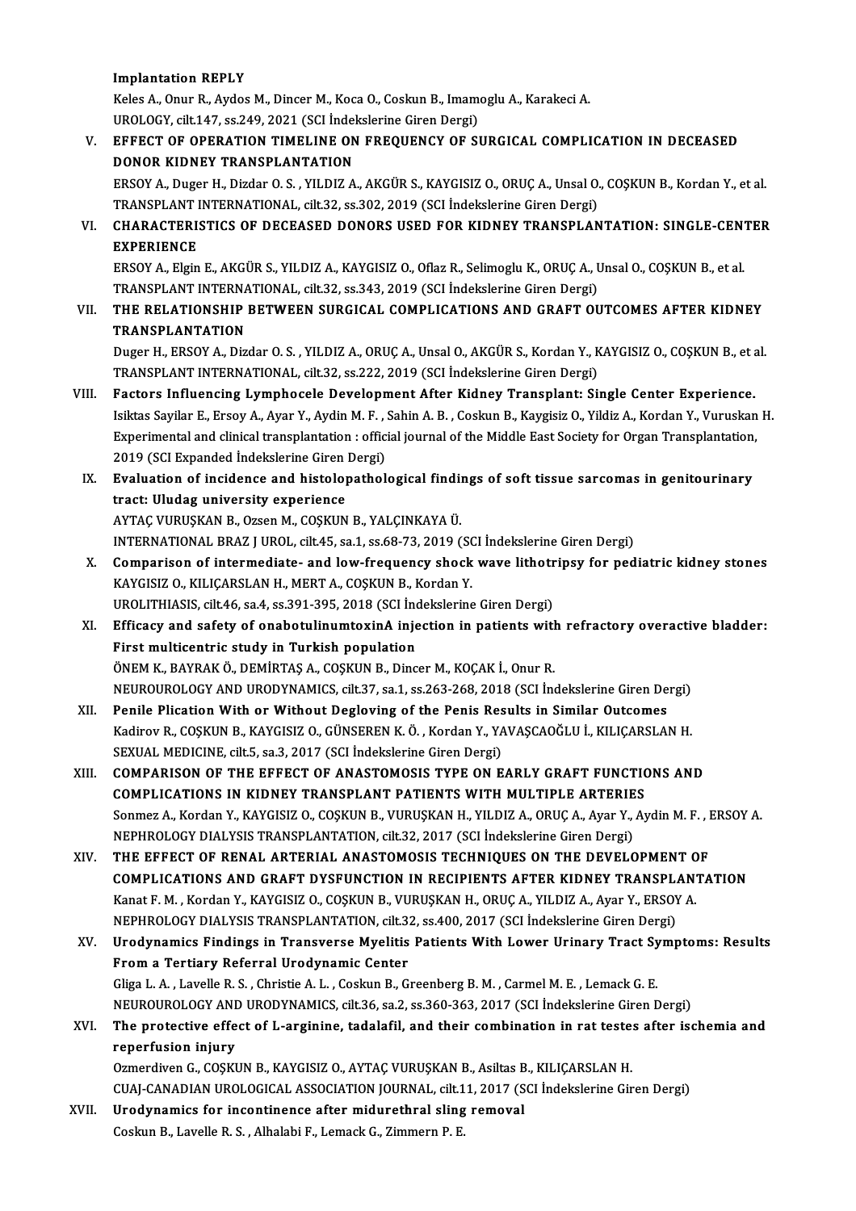**Implantation REPLY**
Keles A., Onur R., Aydos M., Dincer M., Koca O., Coskun B., Imamoglu A., Karakeci A.
UROLOGY, cilt.147, ss.249, 2021 (SCI İndekslerine Giren Dergi)

V. **EFFECT OF OPERATION TIMELINE ON FREQUENCY OF SURGICAL COMPLICATION IN DECEASED DONOR KIDNEY TRANSPLANTATION**
ERSOY A., Duger H., Dizdar O. S. , YILDIZ A., AKGÜR S., KAYGISIZ O., ORUÇ A., Unsal O., COŞKUN B., Kordan Y., et al.
TRANSPLANT INTERNATIONAL, cilt.32, ss.302, 2019 (SCI İndekslerine Giren Dergi)

VI. **CHARACTERISTICS OF DECEASED DONORS USED FOR KIDNEY TRANSPLANTATION: SINGLE-CENTER EXPERIENCE**
ERSOY A., Elgin E., AKGÜR S., YILDIZ A., KAYGISIZ O., Oflaz R., Selimoglu K., ORUÇ A., Unsal O., COŞKUN B., et al.
TRANSPLANT INTERNATIONAL, cilt.32, ss.343, 2019 (SCI İndekslerine Giren Dergi)

VII. **THE RELATIONSHIP BETWEEN SURGICAL COMPLICATIONS AND GRAFT OUTCOMES AFTER KIDNEY TRANSPLANTATION**
Duger H., ERSOY A., Dizdar O. S. , YILDIZ A., ORUÇ A., Unsal O., AKGÜR S., Kordan Y., KAYGISIZ O., COŞKUN B., et al.
TRANSPLANT INTERNATIONAL, cilt.32, ss.222, 2019 (SCI İndekslerine Giren Dergi)

VIII. **Factors Influencing Lymphocele Development After Kidney Transplant: Single Center Experience.**
Isiktas Sayilar E., Ersoy A., Ayar Y., Aydin M. F. , Sahin A. B. , Coskun B., Kaygisiz O., Yildiz A., Kordan Y., Vuruskan H.
Experimental and clinical transplantation : official journal of the Middle East Society for Organ Transplantation, 2019 (SCI Expanded İndekslerine Giren Dergi)

IX. **Evaluation of incidence and histolopathological findings of soft tissue sarcomas in genitourinary tract: Uludag university experience**
AYTAÇ VURUŞKAN B., Ozsen M., COŞKUN B., YALÇINKAYA Ü.
INTERNATIONAL BRAZ J UROL, cilt.45, sa.1, ss.68-73, 2019 (SCI İndekslerine Giren Dergi)

X. **Comparison of intermediate- and low-frequency shock wave lithotripsy for pediatric kidney stones**
KAYGISIZ O., KILIÇARSLAN H., MERT A., COŞKUN B., Kordan Y.
UROLITHIASIS, cilt.46, sa.4, ss.391-395, 2018 (SCI İndekslerine Giren Dergi)

XI. **Efficacy and safety of onabotulinumtoxinA injection in patients with refractory overactive bladder: First multicentric study in Turkish population**
ÖNEM K., BAYRAK Ö., DEMİRTAŞ A., COŞKUN B., Dincer M., KOÇAK İ., Onur R.
NEUROUROLOGY AND URODYNAMICS, cilt.37, sa.1, ss.263-268, 2018 (SCI İndekslerine Giren Dergi)

XII. **Penile Plication With or Without Degloving of the Penis Results in Similar Outcomes**
Kadirov R., COŞKUN B., KAYGISIZ O., GÜNSEREN K. Ö. , Kordan Y., YAVAŞCAOĞLU İ., KILIÇARSLAN H.
SEXUAL MEDICINE, cilt.5, sa.3, 2017 (SCI İndekslerine Giren Dergi)

XIII. **COMPARISON OF THE EFFECT OF ANASTOMOSIS TYPE ON EARLY GRAFT FUNCTIONS AND COMPLICATIONS IN KIDNEY TRANSPLANT PATIENTS WITH MULTIPLE ARTERIES**
Sonmez A., Kordan Y., KAYGISIZ O., COŞKUN B., VURUŞKAN H., YILDIZ A., ORUÇ A., Ayar Y., Aydin M. F. , ERSOY A.
NEPHROLOGY DIALYSIS TRANSPLANTATION, cilt.32, 2017 (SCI İndekslerine Giren Dergi)

XIV. **THE EFFECT OF RENAL ARTERIAL ANASTOMOSIS TECHNIQUES ON THE DEVELOPMENT OF COMPLICATIONS AND GRAFT DYSFUNCTION IN RECIPIENTS AFTER KIDNEY TRANSPLANTATION**
Kanat F. M. , Kordan Y., KAYGISIZ O., COŞKUN B., VURUŞKAN H., ORUÇ A., YILDIZ A., Ayar Y., ERSOY A.
NEPHROLOGY DIALYSIS TRANSPLANTATION, cilt.32, ss.400, 2017 (SCI İndekslerine Giren Dergi)

XV. **Urodynamics Findings in Transverse Myelitis Patients With Lower Urinary Tract Symptoms: Results From a Tertiary Referral Urodynamic Center**
Gliga L. A. , Lavelle R. S. , Christie A. L. , Coskun B., Greenberg B. M. , Carmel M. E. , Lemack G. E.
NEUROUROLOGY AND URODYNAMICS, cilt.36, sa.2, ss.360-363, 2017 (SCI İndekslerine Giren Dergi)

XVI. **The protective effect of L-arginine, tadalafil, and their combination in rat testes after ischemia and reperfusion injury**
Ozmerdiven G., COŞKUN B., KAYGISIZ O., AYTAÇ VURUŞKAN B., Asiltas B., KILIÇARSLAN H.
CUAJ-CANADIAN UROLOGICAL ASSOCIATION JOURNAL, cilt.11, 2017 (SCI İndekslerine Giren Dergi)

XVII. **Urodynamics for incontinence after midurethral sling removal**
Coskun B., Lavelle R. S. , Alhalabi F., Lemack G., Zimmern P. E.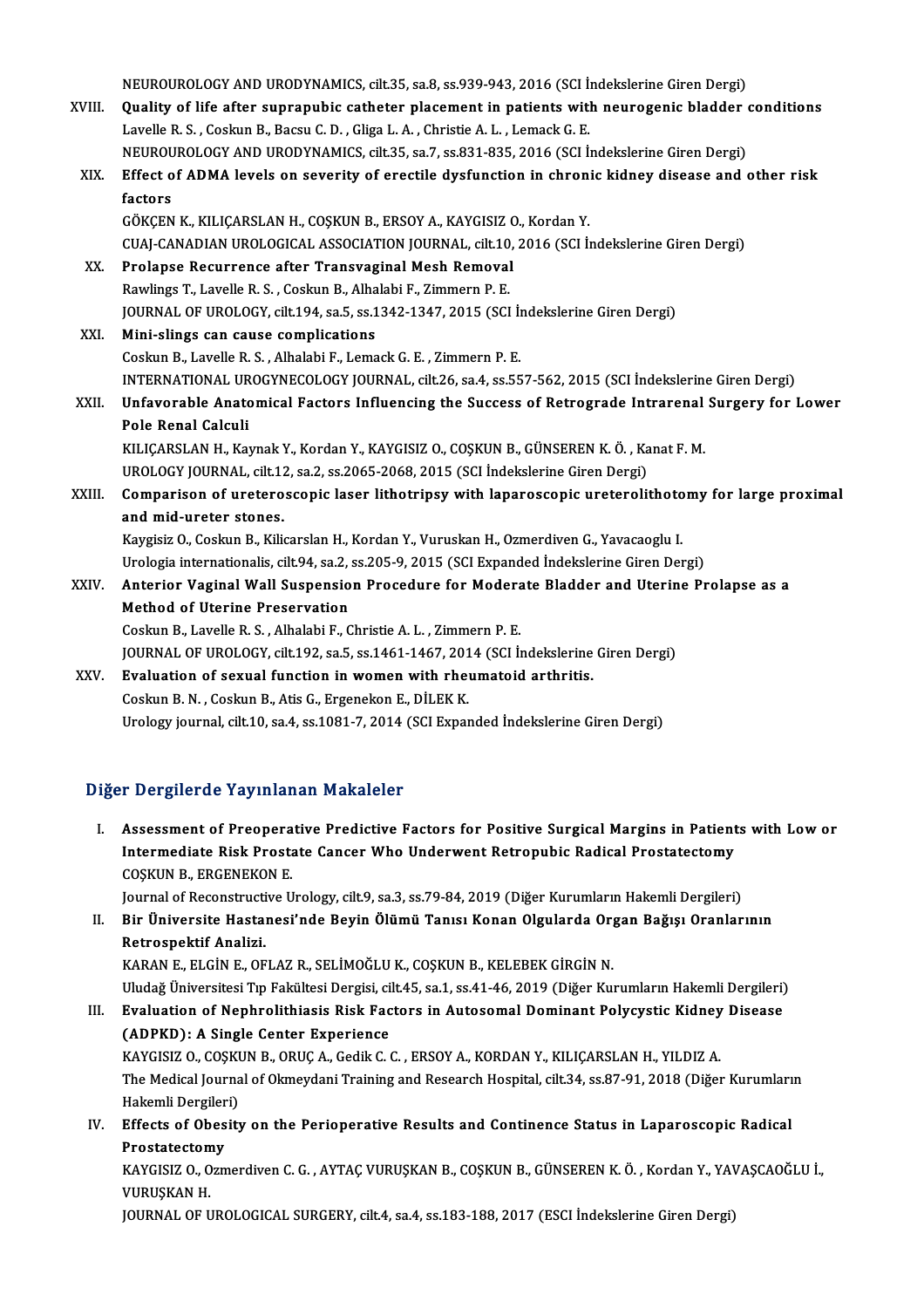NEUROUROLOGY AND URODYNAMICS, cilt.35, sa.8, ss.939-943, 2016 (SCI İndekslerine Giren Dergi)

XVIII. **Quality of life after suprapubic catheter placement in patients with neurogenic bladder conditions**
Lavelle R. S. , Coskun B., Bacsu C. D. , Gliga L. A. , Christie A. L. , Lemack G. E.
NEUROUROLOGY AND URODYNAMICS, cilt.35, sa.7, ss.831-835, 2016 (SCI İndekslerine Giren Dergi)

XIX. **Effect of ADMA levels on severity of erectile dysfunction in chronic kidney disease and other risk factors**
GÖKÇEN K., KILIÇARSLAN H., COŞKUN B., ERSOY A., KAYGISIZ O., Kordan Y.
CUAJ-CANADIAN UROLOGICAL ASSOCIATION JOURNAL, cilt.10, 2016 (SCI İndekslerine Giren Dergi)

XX. **Prolapse Recurrence after Transvaginal Mesh Removal**
Rawlings T., Lavelle R. S. , Coskun B., Alhalabi F., Zimmern P. E.
JOURNAL OF UROLOGY, cilt.194, sa.5, ss.1342-1347, 2015 (SCI İndekslerine Giren Dergi)

XXI. **Mini-slings can cause complications**
Coskun B., Lavelle R. S. , Alhalabi F., Lemack G. E. , Zimmern P. E.
INTERNATIONAL UROGYNECOLOGY JOURNAL, cilt.26, sa.4, ss.557-562, 2015 (SCI İndekslerine Giren Dergi)

XXII. **Unfavorable Anatomical Factors Influencing the Success of Retrograde Intrarenal Surgery for Lower Pole Renal Calculi**
KILIÇARSLAN H., Kaynak Y., Kordan Y., KAYGISIZ O., COŞKUN B., GÜNSEREN K. Ö. , Kanat F. M.
UROLOGY JOURNAL, cilt.12, sa.2, ss.2065-2068, 2015 (SCI İndekslerine Giren Dergi)

XXIII. **Comparison of ureteroscopic laser lithotripsy with laparoscopic ureterolithotomy for large proximal and mid-ureter stones.**
Kaygisiz O., Coskun B., Kilicarslan H., Kordan Y., Vuruskan H., Ozmerdiven G., Yavacaoglu I.
Urologia internationalis, cilt.94, sa.2, ss.205-9, 2015 (SCI Expanded İndekslerine Giren Dergi)

XXIV. **Anterior Vaginal Wall Suspension Procedure for Moderate Bladder and Uterine Prolapse as a Method of Uterine Preservation**
Coskun B., Lavelle R. S. , Alhalabi F., Christie A. L. , Zimmern P. E.
JOURNAL OF UROLOGY, cilt.192, sa.5, ss.1461-1467, 2014 (SCI İndekslerine Giren Dergi)

XXV. **Evaluation of sexual function in women with rheumatoid arthritis.**
Coskun B. N. , Coskun B., Atis G., Ergenekon E., DİLEK K.
Urology journal, cilt.10, sa.4, ss.1081-7, 2014 (SCI Expanded İndekslerine Giren Dergi)

## Diğer Dergilerde Yayınlanan Makaleler

I. **Assessment of Preoperative Predictive Factors for Positive Surgical Margins in Patients with Low or Intermediate Risk Prostate Cancer Who Underwent Retropubic Radical Prostatectomy**
COŞKUN B., ERGENEKON E.
Journal of Reconstructive Urology, cilt.9, sa.3, ss.79-84, 2019 (Diğer Kurumların Hakemli Dergileri)

II. **Bir Üniversite Hastanesi'nde Beyin Ölümü Tanısı Konan Olgularda Organ Bağışı Oranlarının Retrospektif Analizi.**
KARAN E., ELGİN E., OFLAZ R., SELİMOĞLU K., COŞKUN B., KELEBEK GİRGİN N.
Uludağ Üniversitesi Tıp Fakültesi Dergisi, cilt.45, sa.1, ss.41-46, 2019 (Diğer Kurumların Hakemli Dergileri)

III. **Evaluation of Nephrolithiasis Risk Factors in Autosomal Dominant Polycystic Kidney Disease (ADPKD): A Single Center Experience**
KAYGISIZ O., COŞKUN B., ORUÇ A., Gedik C. C. , ERSOY A., KORDAN Y., KILIÇARSLAN H., YILDIZ A.
The Medical Journal of Okmeydani Training and Research Hospital, cilt.34, ss.87-91, 2018 (Diğer Kurumların Hakemli Dergileri)

IV. **Effects of Obesity on the Perioperative Results and Continence Status in Laparoscopic Radical Prostatectomy**
KAYGISIZ O., Ozmerdiven C. G. , AYTAÇ VURUŞKAN B., COŞKUN B., GÜNSEREN K. Ö. , Kordan Y., YAVAŞCAOĞLU İ., VURUŞKAN H.
JOURNAL OF UROLOGICAL SURGERY, cilt.4, sa.4, ss.183-188, 2017 (ESCI İndekslerine Giren Dergi)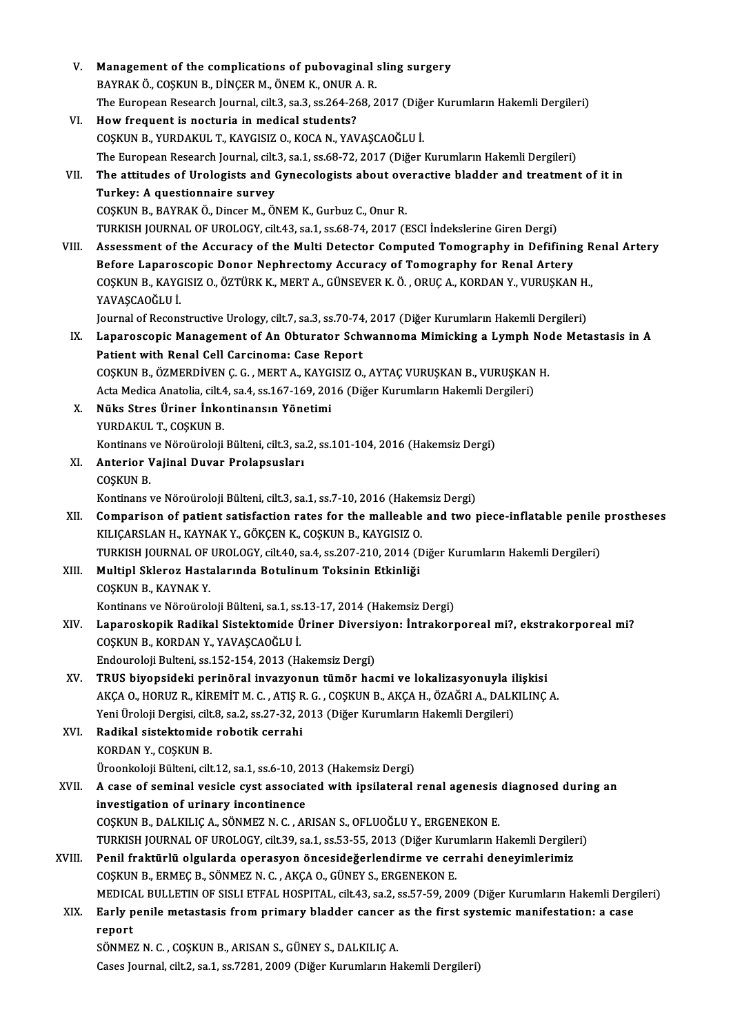V. **Management of the complications of pubovaginal sling surgery**
BAYRAK Ö., COŞKUN B., DİNÇER M., ÖNEM K., ONUR A. R.
The European Research Journal, cilt.3, sa.3, ss.264-268, 2017 (Diğer Kurumların Hakemli Dergileri)

VI. **How frequent is nocturia in medical students?**
COŞKUN B., YURDAKUL T., KAYGISIZ O., KOCA N., YAVAŞCAOĞLU İ.
The European Research Journal, cilt.3, sa.1, ss.68-72, 2017 (Diğer Kurumların Hakemli Dergileri)

VII. **The attitudes of Urologists and Gynecologists about overactive bladder and treatment of it in Turkey: A questionnaire survey**
COŞKUN B., BAYRAK Ö., Dincer M., ÖNEM K., Gurbuz C., Onur R.
TURKISH JOURNAL OF UROLOGY, cilt.43, sa.1, ss.68-74, 2017 (ESCI İndekslerine Giren Dergi)

VIII. **Assessment of the Accuracy of the Multi Detector Computed Tomography in Defifining Renal Artery Before Laparoscopic Donor Nephrectomy Accuracy of Tomography for Renal Artery**
COŞKUN B., KAYGISIZ O., ÖZTÜRK K., MERT A., GÜNSEVER K. Ö. , ORUÇ A., KORDAN Y., VURUŞKAN H., YAVAŞCAOĞLU İ.
Journal of Reconstructive Urology, cilt.7, sa.3, ss.70-74, 2017 (Diğer Kurumların Hakemli Dergileri)

IX. **Laparoscopic Management of An Obturator Schwannoma Mimicking a Lymph Node Metastasis in A Patient with Renal Cell Carcinoma: Case Report**
COŞKUN B., ÖZMERDİVEN Ç. G. , MERT A., KAYGISIZ O., AYTAÇ VURUŞKAN B., VURUŞKAN H.
Acta Medica Anatolia, cilt.4, sa.4, ss.167-169, 2016 (Diğer Kurumların Hakemli Dergileri)

X. **Nüks Stres Üriner İnkontinansın Yönetimi**
YURDAKUL T., COŞKUN B.
Kontinans ve Nöroüroloji Bülteni, cilt.3, sa.2, ss.101-104, 2016 (Hakemsiz Dergi)

XI. **Anterior Vajinal Duvar Prolapsusları**
COŞKUN B.
Kontinans ve Nöroüroloji Bülteni, cilt.3, sa.1, ss.7-10, 2016 (Hakemsiz Dergi)

XII. **Comparison of patient satisfaction rates for the malleable and two piece-inflatable penile prostheses**
KILIÇARSLAN H., KAYNAK Y., GÖKÇEN K., COŞKUN B., KAYGISIZ O.
TURKISH JOURNAL OF UROLOGY, cilt.40, sa.4, ss.207-210, 2014 (Diğer Kurumların Hakemli Dergileri)

XIII. **Multipl Skleroz Hastalarında Botulinum Toksinin Etkinliği**
COŞKUN B., KAYNAK Y.
Kontinans ve Nöroüroloji Bülteni, sa.1, ss.13-17, 2014 (Hakemsiz Dergi)

XIV. **Laparoskopik Radikal Sistektomide Üriner Diversiyon: İntrakorporeal mi?, ekstrakorporeal mi?**
COŞKUN B., KORDAN Y., YAVAŞCAOĞLU İ.
Endouroloji Bulteni, ss.152-154, 2013 (Hakemsiz Dergi)

XV. **TRUS biyopsideki perinöral invazyonun tümör hacmi ve lokalizasyonuyla ilişkisi**
AKÇA O., HORUZ R., KİREMİT M. C. , ATIŞ R. G. , COŞKUN B., AKÇA H., ÖZAĞRI A., DALKILINÇ A.
Yeni Üroloji Dergisi, cilt.8, sa.2, ss.27-32, 2013 (Diğer Kurumların Hakemli Dergileri)

XVI. **Radikal sistektomide robotik cerrahi**
KORDAN Y., COŞKUN B.
Üroonkoloji Bülteni, cilt.12, sa.1, ss.6-10, 2013 (Hakemsiz Dergi)

XVII. **A case of seminal vesicle cyst associated with ipsilateral renal agenesis diagnosed during an investigation of urinary incontinence**
COŞKUN B., DALKILIÇ A., SÖNMEZ N. C. , ARISAN S., OFLUOĞLU Y., ERGENEKON E.
TURKISH JOURNAL OF UROLOGY, cilt.39, sa.1, ss.53-55, 2013 (Diğer Kurumların Hakemli Dergileri)

XVIII. **Penil fraktürlü olgularda operasyon öncesideğerlendirme ve cerrahi deneyimlerimiz**
COŞKUN B., ERMEÇ B., SÖNMEZ N. C. , AKÇA O., GÜNEY S., ERGENEKON E.
MEDICAL BULLETIN OF SISLI ETFAL HOSPITAL, cilt.43, sa.2, ss.57-59, 2009 (Diğer Kurumların Hakemli Dergileri)

XIX. **Early penile metastasis from primary bladder cancer as the first systemic manifestation: a case report**
SÖNMEZ N. C. , COŞKUN B., ARISAN S., GÜNEY S., DALKILIÇ A.
Cases Journal, cilt.2, sa.1, ss.7281, 2009 (Diğer Kurumların Hakemli Dergileri)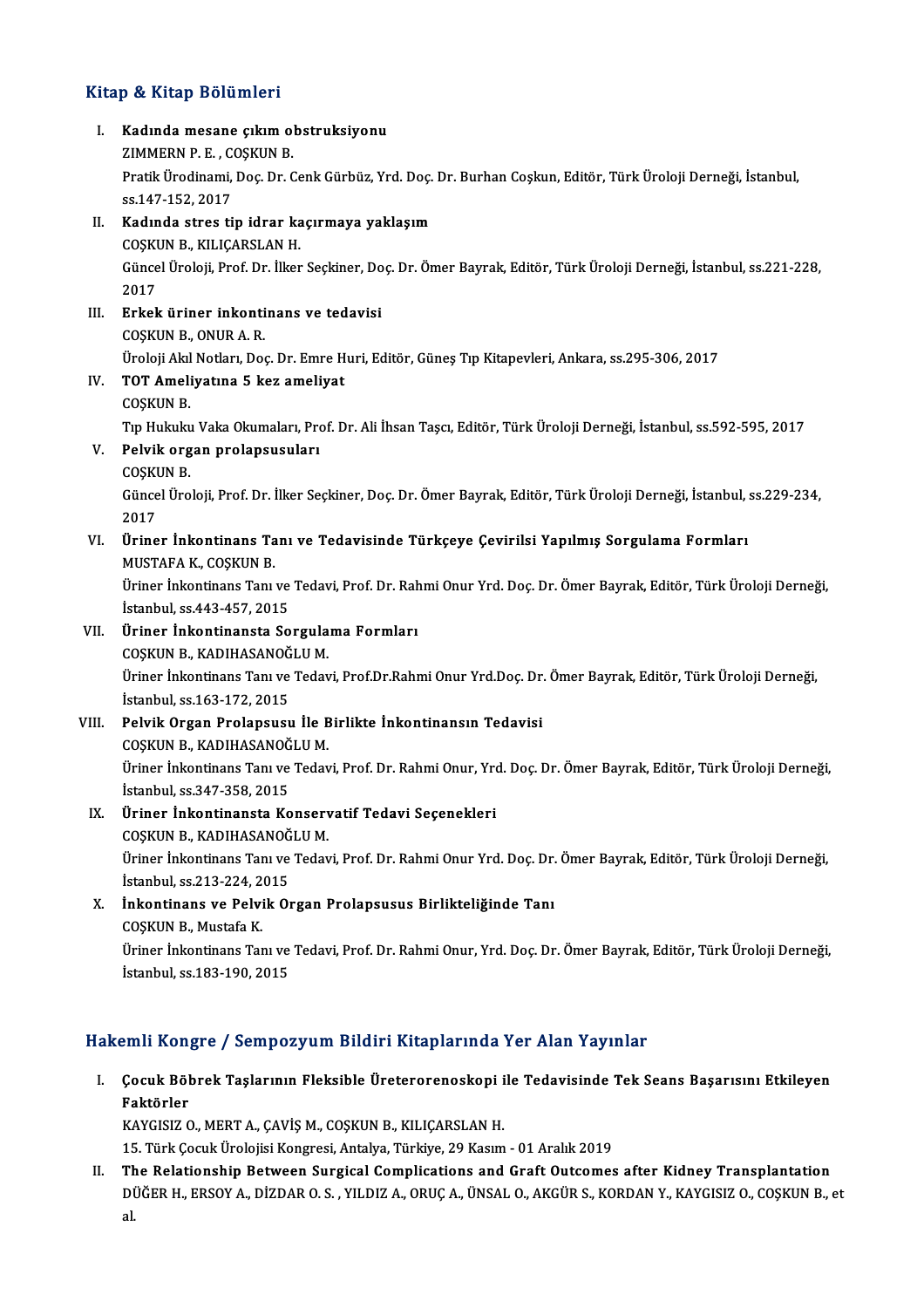## Kitap & Kitap Bölümleri

I. **Kadında mesane çıkım obstruksiyonu**
ZIMMERN P. E. , COŞKUN B.
Pratik Ürodinami, Doç. Dr. Cenk Gürbüz, Yrd. Doç. Dr. Burhan Coşkun, Editör, Türk Üroloji Derneği, İstanbul, ss.147-152, 2017

II. **Kadında stres tip idrar kaçırmaya yaklaşım**
COŞKUN B., KILIÇARSLAN H.
Güncel Üroloji, Prof. Dr. İlker Seçkiner, Doç. Dr. Ömer Bayrak, Editör, Türk Üroloji Derneği, İstanbul, ss.221-228, 2017

III. **Erkek üriner inkontinans ve tedavisi**
COŞKUN B., ONUR A. R.
Üroloji Akıl Notları, Doç. Dr. Emre Huri, Editör, Güneş Tıp Kitapevleri, Ankara, ss.295-306, 2017

IV. **TOT Ameliyatına 5 kez ameliyat**
COŞKUN B.
Tıp Hukuku Vaka Okumaları, Prof. Dr. Ali İhsan Taşcı, Editör, Türk Üroloji Derneği, İstanbul, ss.592-595, 2017

V. **Pelvik organ prolapsusuları**
COŞKUN B.
Güncel Üroloji, Prof. Dr. İlker Seçkiner, Doç. Dr. Ömer Bayrak, Editör, Türk Üroloji Derneği, İstanbul, ss.229-234, 2017

VI. **Üriner İnkontinans Tanı ve Tedavisinde Türkçeye Çevirilsi Yapılmış Sorgulama Formları**
MUSTAFA K., COŞKUN B.
Üriner İnkontinans Tanı ve Tedavi, Prof. Dr. Rahmi Onur Yrd. Doç. Dr. Ömer Bayrak, Editör, Türk Üroloji Derneği, İstanbul, ss.443-457, 2015

VII. **Üriner İnkontinansta Sorgulama Formları**
COŞKUN B., KADIHASANOĞLU M.
Üriner İnkontinans Tanı ve Tedavi, Prof.Dr.Rahmi Onur Yrd.Doç. Dr. Ömer Bayrak, Editör, Türk Üroloji Derneği, İstanbul, ss.163-172, 2015

VIII. **Pelvik Organ Prolapsusu İle Birlikte İnkontinansın Tedavisi**
COŞKUN B., KADIHASANOĞLU M.
Üriner İnkontinans Tanı ve Tedavi, Prof. Dr. Rahmi Onur, Yrd. Doç. Dr. Ömer Bayrak, Editör, Türk Üroloji Derneği, İstanbul, ss.347-358, 2015

IX. **Üriner İnkontinansta Konservatif Tedavi Seçenekleri**
COŞKUN B., KADIHASANOĞLU M.
Üriner İnkontinans Tanı ve Tedavi, Prof. Dr. Rahmi Onur Yrd. Doç. Dr. Ömer Bayrak, Editör, Türk Üroloji Derneği, İstanbul, ss.213-224, 2015

X. **İnkontinans ve Pelvik Organ Prolapsusus Birlikteliğinde Tanı**
COŞKUN B., Mustafa K.
Üriner İnkontinans Tanı ve Tedavi, Prof. Dr. Rahmi Onur, Yrd. Doç. Dr. Ömer Bayrak, Editör, Türk Üroloji Derneği, İstanbul, ss.183-190, 2015

## Hakemli Kongre / Sempozyum Bildiri Kitaplarında Yer Alan Yayınlar

I. **Çocuk Böbrek Taşlarının Fleksible Üreterorenoskopi ile Tedavisinde Tek Seans Başarısını Etkileyen Faktörler**
KAYGISIZ O., MERT A., ÇAVİŞ M., COŞKUN B., KILIÇARSLAN H.
15. Türk Çocuk Ürolojisi Kongresi, Antalya, Türkiye, 29 Kasım - 01 Aralık 2019

II. **The Relationship Between Surgical Complications and Graft Outcomes after Kidney Transplantation**
DÜĞER H., ERSOY A., DİZDAR O. S. , YILDIZ A., ORUÇ A., ÜNSAL O., AKGÜR S., KORDAN Y., KAYGISIZ O., COŞKUN B., et al.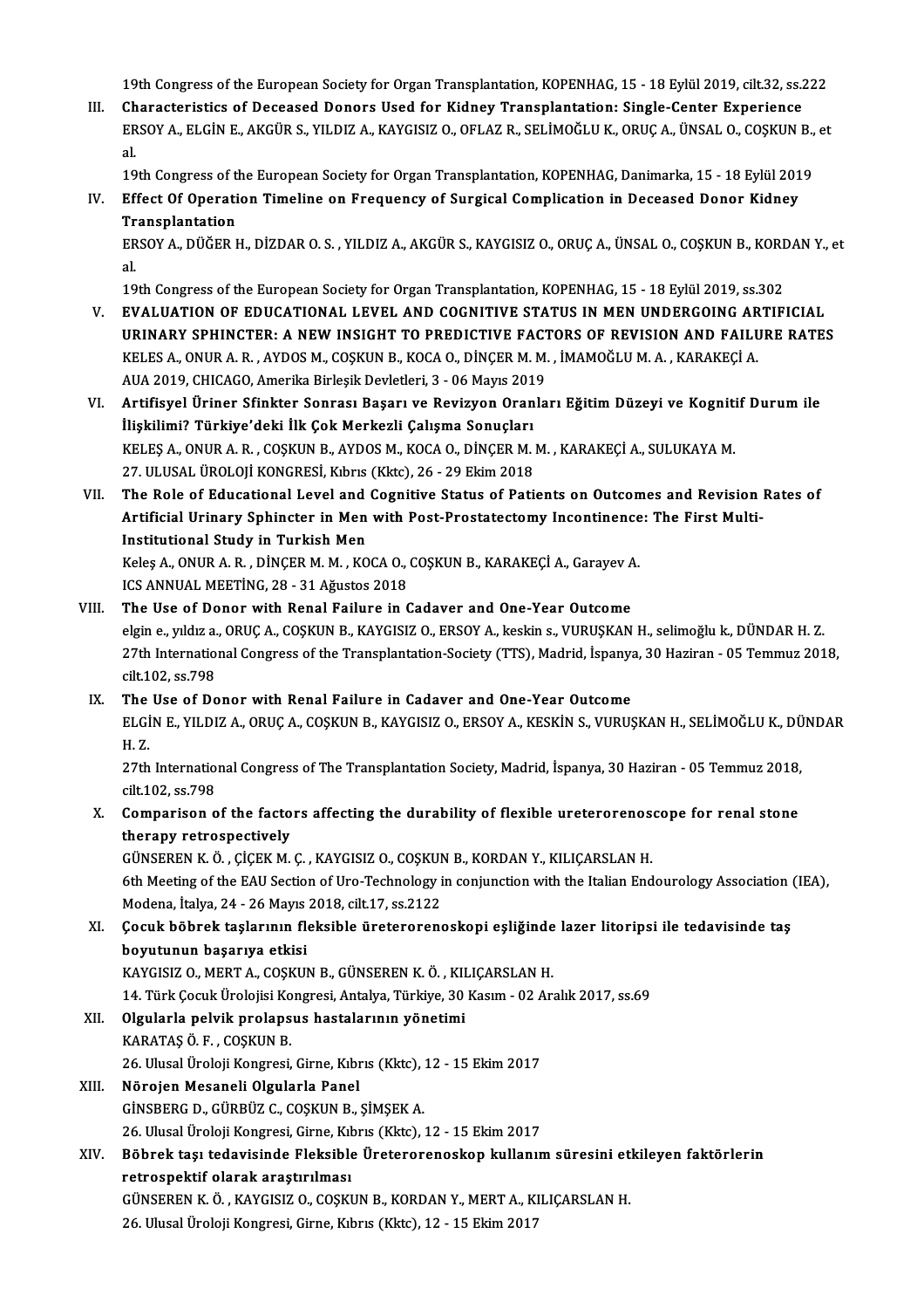19th Congress of the European Society for Organ Transplantation, KOPENHAG, 15 - 18 Eylül 2019, cilt.32, ss.222

III. **Characteristics of Deceased Donors Used for Kidney Transplantation: Single-Center Experience**
ERSOY A., ELGİN E., AKGÜR S., YILDIZ A., KAYGISIZ O., OFLAZ R., SELİMOĞLU K., ORUÇ A., ÜNSAL O., COŞKUN B., et al.
19th Congress of the European Society for Organ Transplantation, KOPENHAG, Danimarka, 15 - 18 Eylül 2019

IV. **Effect Of Operation Timeline on Frequency of Surgical Complication in Deceased Donor Kidney Transplantation**
ERSOY A., DÜĞER H., DİZDAR O. S. , YILDIZ A., AKGÜR S., KAYGISIZ O., ORUÇ A., ÜNSAL O., COŞKUN B., KORDAN Y., et al.
19th Congress of the European Society for Organ Transplantation, KOPENHAG, 15 - 18 Eylül 2019, ss.302

V. **EVALUATION OF EDUCATIONAL LEVEL AND COGNITIVE STATUS IN MEN UNDERGOING ARTIFICIAL URINARY SPHINCTER: A NEW INSIGHT TO PREDICTIVE FACTORS OF REVISION AND FAILURE RATES**
KELES A., ONUR A. R. , AYDOS M., COŞKUN B., KOCA O., DİNÇER M. M. , İMAMOĞLU M. A. , KARAKEÇİ A.
AUA 2019, CHICAGO, Amerika Birleşik Devletleri, 3 - 06 Mayıs 2019

VI. **Artifisyel Üriner Sfinkter Sonrası Başarı ve Revizyon Oranları Eğitim Düzeyi ve Kognitif Durum ile İlişkilimi? Türkiye'deki İlk Çok Merkezli Çalışma Sonuçları**
KELEŞ A., ONUR A. R. , COŞKUN B., AYDOS M., KOCA O., DİNÇER M. M. , KARAKEÇİ A., SULUKAYA M.
27. ULUSAL ÜROLOJİ KONGRESİ, Kıbrıs (Kktc), 26 - 29 Ekim 2018

VII. **The Role of Educational Level and Cognitive Status of Patients on Outcomes and Revision Rates of Artificial Urinary Sphincter in Men with Post-Prostatectomy Incontinence: The First Multi-Institutional Study in Turkish Men**
Keleş A., ONUR A. R. , DİNÇER M. M. , KOCA O., COŞKUN B., KARAKEÇİ A., Garayev A.
ICS ANNUAL MEETİNG, 28 - 31 Ağustos 2018

VIII. **The Use of Donor with Renal Failure in Cadaver and One-Year Outcome**
elgin e., yıldız a., ORUÇ A., COŞKUN B., KAYGISIZ O., ERSOY A., keskin s., VURUŞKAN H., selimoğlu k., DÜNDAR H. Z.
27th International Congress of the Transplantation-Society (TTS), Madrid, İspanya, 30 Haziran - 05 Temmuz 2018, cilt.102, ss.798

IX. **The Use of Donor with Renal Failure in Cadaver and One-Year Outcome**
ELGİN E., YILDIZ A., ORUÇ A., COŞKUN B., KAYGISIZ O., ERSOY A., KESKİN S., VURUŞKAN H., SELİMOĞLU K., DÜNDAR H. Z.
27th International Congress of The Transplantation Society, Madrid, İspanya, 30 Haziran - 05 Temmuz 2018, cilt.102, ss.798

X. **Comparison of the factors affecting the durability of flexible ureterorenoscope for renal stone therapy retrospectively**
GÜNSEREN K. Ö. , ÇİÇEK M. Ç. , KAYGISIZ O., COŞKUN B., KORDAN Y., KILIÇARSLAN H.
6th Meeting of the EAU Section of Uro-Technology in conjunction with the Italian Endourology Association (IEA), Modena, İtalya, 24 - 26 Mayıs 2018, cilt.17, ss.2122

XI. **Çocuk böbrek taşlarının fleksible üreterorenoskopi eşliğinde lazer litoripsi ile tedavisinde taş boyutunun başarıya etkisi**
KAYGISIZ O., MERT A., COŞKUN B., GÜNSEREN K. Ö. , KILIÇARSLAN H.
14. Türk Çocuk Ürolojisi Kongresi, Antalya, Türkiye, 30 Kasım - 02 Aralık 2017, ss.69

XII. **Olgularla pelvik prolapsus hastalarının yönetimi**
KARATAŞ Ö. F. , COŞKUN B.
26. Ulusal Üroloji Kongresi, Girne, Kıbrıs (Kktc), 12 - 15 Ekim 2017

XIII. **Nörojen Mesaneli Olgularla Panel**
GİNSBERG D., GÜRBÜZ C., COŞKUN B., ŞİMŞEK A.
26. Ulusal Üroloji Kongresi, Girne, Kıbrıs (Kktc), 12 - 15 Ekim 2017

XIV. **Böbrek taşı tedavisinde Fleksible Üreterorenoskop kullanım süresini etkileyen faktörlerin retrospektif olarak araştırılması**
GÜNSEREN K. Ö. , KAYGISIZ O., COŞKUN B., KORDAN Y., MERT A., KILIÇARSLAN H.
26. Ulusal Üroloji Kongresi, Girne, Kıbrıs (Kktc), 12 - 15 Ekim 2017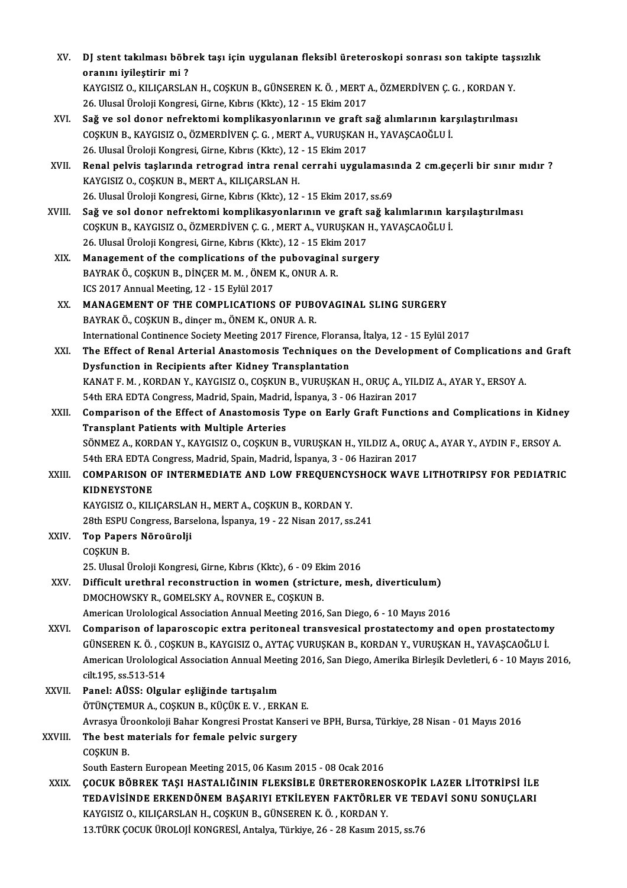XV. DJ stent takılması böbrek taşı için uygulanan fleksibl üreteroskopi sonrası son takipte taşsızlık oranını iyileştirir mi ?
KAYGISIZ O., KILIÇARSLAN H., COŞKUN B., GÜNSEREN K. Ö. , MERT A., ÖZMERDİVEN Ç. G. , KORDAN Y.
26. Ulusal Üroloji Kongresi, Girne, Kıbrıs (Kktc), 12 - 15 Ekim 2017

XVI. Sağ ve sol donor nefrektomi komplikasyonlarının ve graft sağ alımlarının karşılaştırılması
COŞKUN B., KAYGISIZ O., ÖZMERDİVEN Ç. G. , MERT A., VURUŞKAN H., YAVAŞCAOĞLU İ.
26. Ulusal Üroloji Kongresi, Girne, Kıbrıs (Kktc), 12 - 15 Ekim 2017

XVII. Renal pelvis taşlarında retrograd intra renal cerrahi uygulamasında 2 cm.geçerli bir sınır mıdır ?
KAYGISIZ O., COŞKUN B., MERT A., KILIÇARSLAN H.
26. Ulusal Üroloji Kongresi, Girne, Kıbrıs (Kktc), 12 - 15 Ekim 2017, ss.69

XVIII. Sağ ve sol donor nefrektomi komplikasyonlarının ve graft sağ kalımlarının karşılaştırılması
COŞKUN B., KAYGISIZ O., ÖZMERDİVEN Ç. G. , MERT A., VURUŞKAN H., YAVAŞCAOĞLU İ.
26. Ulusal Üroloji Kongresi, Girne, Kıbrıs (Kktc), 12 - 15 Ekim 2017

XIX. Management of the complications of the pubovaginal surgery
BAYRAK Ö., COŞKUN B., DİNÇER M. M. , ÖNEM K., ONUR A. R.
ICS 2017 Annual Meeting, 12 - 15 Eylül 2017

XX. MANAGEMENT OF THE COMPLICATIONS OF PUBOVAGINAL SLING SURGERY
BAYRAK Ö., COŞKUN B., dinçer m., ÖNEM K., ONUR A. R.
International Continence Society Meeting 2017 Firence, Floransa, İtalya, 12 - 15 Eylül 2017

XXI. The Effect of Renal Arterial Anastomosis Techniques on the Development of Complications and Graft Dysfunction in Recipients after Kidney Transplantation
KANAT F. M. , KORDAN Y., KAYGISIZ O., COŞKUN B., VURUŞKAN H., ORUÇ A., YILDIZ A., AYAR Y., ERSOY A.
54th ERA EDTA Congress, Madrid, Spain, Madrid, İspanya, 3 - 06 Haziran 2017

XXII. Comparison of the Effect of Anastomosis Type on Early Graft Functions and Complications in Kidney Transplant Patients with Multiple Arteries
SÖNMEZ A., KORDAN Y., KAYGISIZ O., COŞKUN B., VURUŞKAN H., YILDIZ A., ORUÇ A., AYAR Y., AYDIN F., ERSOY A.
54th ERA EDTA Congress, Madrid, Spain, Madrid, İspanya, 3 - 06 Haziran 2017

XXIII. COMPARISON OF INTERMEDIATE AND LOW FREQUENCYSHOCK WAVE LITHOTRIPSY FOR PEDIATRIC KIDNEYSTONE
KAYGISIZ O., KILIÇARSLAN H., MERT A., COŞKUN B., KORDAN Y.
28th ESPU Congress, Barselona, İspanya, 19 - 22 Nisan 2017, ss.241

XXIV. Top Papers Nöroürolji
COŞKUN B.
25. Ulusal Üroloji Kongresi, Girne, Kıbrıs (Kktc), 6 - 09 Ekim 2016

XXV. Difficult urethral reconstruction in women (stricture, mesh, diverticulum)
DMOCHOWSKY R., GOMELSKY A., ROVNER E., COŞKUN B.
American Urolological Association Annual Meeting 2016, San Diego, 6 - 10 Mayıs 2016

XXVI. Comparison of laparoscopic extra peritoneal transvesical prostatectomy and open prostatectomy
GÜNSEREN K. Ö. , COŞKUN B., KAYGISIZ O., AYTAÇ VURUŞKAN B., KORDAN Y., VURUŞKAN H., YAVAŞCAOĞLU İ.
American Urolological Association Annual Meeting 2016, San Diego, Amerika Birleşik Devletleri, 6 - 10 Mayıs 2016, cilt.195, ss.513-514

XXVII. Panel: AÜSS: Olgular eşliğinde tartışalım
ÖTÜNÇTEMUR A., COŞKUN B., KÜÇÜK E. V. , ERKAN E.
Avrasya Üroonkoloji Bahar Kongresi Prostat Kanseri ve BPH, Bursa, Türkiye, 28 Nisan - 01 Mayıs 2016

XXVIII. The best materials for female pelvic surgery
COŞKUN B.
South Eastern European Meeting 2015, 06 Kasım 2015 - 08 Ocak 2016

XXIX. ÇOCUK BÖBREK TAŞI HASTALIĞININ FLEKSİBLE ÜRETERORENOSKOPİK LAZER LİTOTRİPSİ İLE TEDAVİSİNDE ERKENDÖNEM BAŞARIYI ETKİLEYEN FAKTÖRLER VE TEDAVİ SONU SONUÇLARI
KAYGISIZ O., KILIÇARSLAN H., COŞKUN B., GÜNSEREN K. Ö. , KORDAN Y.
13.TÜRK ÇOCUK ÜROLOJİ KONGRESİ, Antalya, Türkiye, 26 - 28 Kasım 2015, ss.76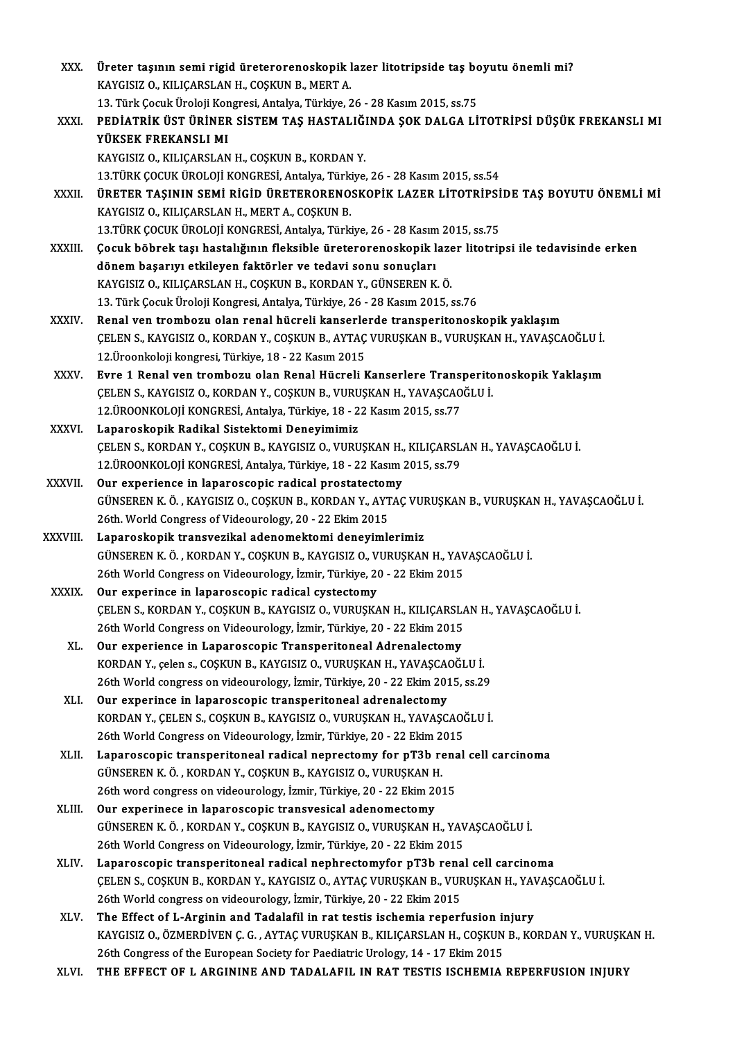XXX. **Üreter taşının semi rigid üreterorenoskopik lazer litotripside taş boyutu önemli mi?**
KAYGISIZ O., KILIÇARSLAN H., COŞKUN B., MERT A.
13. Türk Çocuk Üroloji Kongresi, Antalya, Türkiye, 26 - 28 Kasım 2015, ss.75

XXXI. **PEDİATRİK ÜST ÜRİNER SİSTEM TAŞ HASTALIĞINDA ŞOK DALGA LİTOTRİPSİ DÜŞÜK FREKANSLI MI YÜKSEK FREKANSLI MI**
KAYGISIZ O., KILIÇARSLAN H., COŞKUN B., KORDAN Y.
13.TÜRK ÇOCUK ÜROLOJİ KONGRESİ, Antalya, Türkiye, 26 - 28 Kasım 2015, ss.54

XXXII. **ÜRETER TAŞININ SEMİ RİGİD ÜRETERORENOSKOPİK LAZER LİTOTRİPSİDE TAŞ BOYUTU ÖNEMLİ Mİ**
KAYGISIZ O., KILIÇARSLAN H., MERT A., COŞKUN B.
13.TÜRK ÇOCUK ÜROLOJİ KONGRESİ, Antalya, Türkiye, 26 - 28 Kasım 2015, ss.75

XXXIII. **Çocuk böbrek taşı hastalığının fleksible üreterorenoskopik lazer litotripsi ile tedavisinde erken dönem başarıyı etkileyen faktörler ve tedavi sonu sonuçları**
KAYGISIZ O., KILIÇARSLAN H., COŞKUN B., KORDAN Y., GÜNSEREN K. Ö.
13. Türk Çocuk Üroloji Kongresi, Antalya, Türkiye, 26 - 28 Kasım 2015, ss.76

XXXIV. **Renal ven trombozu olan renal hücreli kanserlerde transperitonoskopik yaklaşım**
ÇELEN S., KAYGISIZ O., KORDAN Y., COŞKUN B., AYTAÇ VURUŞKAN B., VURUŞKAN H., YAVAŞCAOĞLU İ.
12.Üroonkoloji kongresi, Türkiye, 18 - 22 Kasım 2015

XXXV. **Evre 1 Renal ven trombozu olan Renal Hücreli Kanserlere Transperitonoskopik Yaklaşım**
ÇELEN S., KAYGISIZ O., KORDAN Y., COŞKUN B., VURUŞKAN H., YAVAŞCAOĞLU İ.
12.ÜROONKOLOJİ KONGRESİ, Antalya, Türkiye, 18 - 22 Kasım 2015, ss.77

XXXVI. **Laparoskopik Radikal Sistektomi Deneyimimiz**
ÇELEN S., KORDAN Y., COŞKUN B., KAYGISIZ O., VURUŞKAN H., KILIÇARSLAN H., YAVAŞCAOĞLU İ.
12.ÜROONKOLOJİ KONGRESİ, Antalya, Türkiye, 18 - 22 Kasım 2015, ss.79

XXXVII. **Our experience in laparoscopic radical prostatectomy**
GÜNSEREN K. Ö. , KAYGISIZ O., COŞKUN B., KORDAN Y., AYTAÇ VURUŞKAN B., VURUŞKAN H., YAVAŞCAOĞLU İ.
26th. World Congress of Videourology, 20 - 22 Ekim 2015

XXXVIII. **Laparoskopik transvezikal adenomektomi deneyimlerimiz**
GÜNSEREN K. Ö. , KORDAN Y., COŞKUN B., KAYGISIZ O., VURUŞKAN H., YAVAŞCAOĞLU İ.
26th World Congress on Videourology, İzmir, Türkiye, 20 - 22 Ekim 2015

XXXIX. **Our experince in laparoscopic radical cystectomy**
ÇELEN S., KORDAN Y., COŞKUN B., KAYGISIZ O., VURUŞKAN H., KILIÇARSLAN H., YAVAŞCAOĞLU İ.
26th World Congress on Videourology, İzmir, Türkiye, 20 - 22 Ekim 2015

XL. **Our experience in Laparoscopic Transperitoneal Adrenalectomy**
KORDAN Y., çelen s., COŞKUN B., KAYGISIZ O., VURUŞKAN H., YAVAŞCAOĞLU İ.
26th World congress on videourology, İzmir, Türkiye, 20 - 22 Ekim 2015, ss.29

XLI. **Our experince in laparoscopic transperitoneal adrenalectomy**
KORDAN Y., ÇELEN S., COŞKUN B., KAYGISIZ O., VURUŞKAN H., YAVAŞCAOĞLU İ.
26th World Congress on Videourology, İzmir, Türkiye, 20 - 22 Ekim 2015

XLII. **Laparoscopic transperitoneal radical neprectomy for pT3b renal cell carcinoma**
GÜNSEREN K. Ö. , KORDAN Y., COŞKUN B., KAYGISIZ O., VURUŞKAN H.
26th word congress on videourology, İzmir, Türkiye, 20 - 22 Ekim 2015

XLIII. **Our experinece in laparoscopic transvesical adenomectomy**
GÜNSEREN K. Ö. , KORDAN Y., COŞKUN B., KAYGISIZ O., VURUŞKAN H., YAVAŞCAOĞLU İ.
26th World Congress on Videourology, İzmir, Türkiye, 20 - 22 Ekim 2015

XLIV. **Laparoscopic transperitoneal radical nephrectomyfor pT3b renal cell carcinoma**
ÇELEN S., COŞKUN B., KORDAN Y., KAYGISIZ O., AYTAÇ VURUŞKAN B., VURUŞKAN H., YAVAŞCAOĞLU İ.
26th World congress on videourology, İzmir, Türkiye, 20 - 22 Ekim 2015

XLV. **The Effect of L-Arginin and Tadalafil in rat testis ischemia reperfusion injury**
KAYGISIZ O., ÖZMERDİVEN Ç. G. , AYTAÇ VURUŞKAN B., KILIÇARSLAN H., COŞKUN B., KORDAN Y., VURUŞKAN H.
26th Congress of the European Society for Paediatric Urology, 14 - 17 Ekim 2015

XLVI. **THE EFFECT OF L ARGININE AND TADALAFIL IN RAT TESTIS ISCHEMIA REPERFUSION INJURY**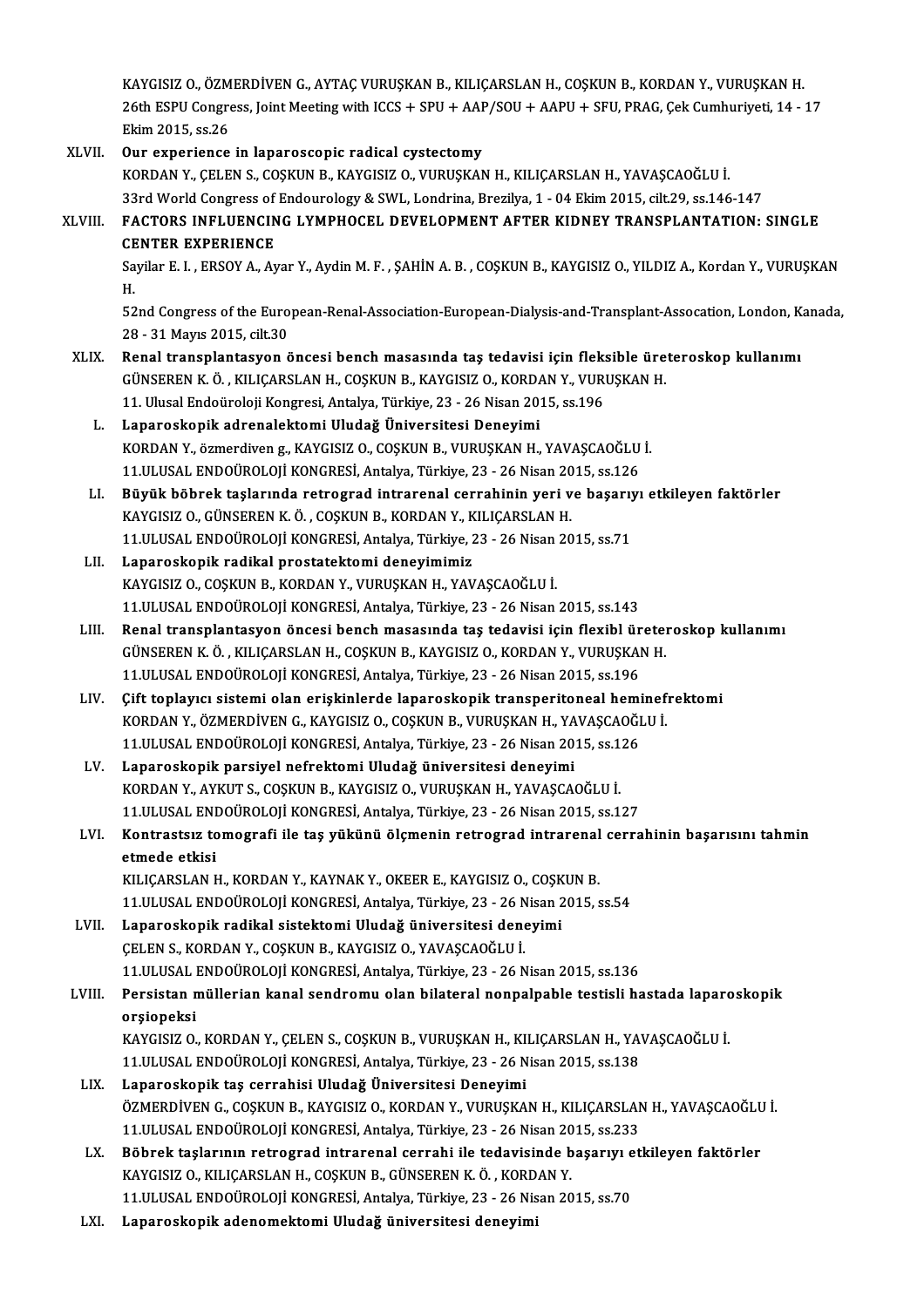KAYGISIZ O., ÖZMERDİVEN G., AYTAÇ VURUŞKAN B., KILIÇARSLAN H., COŞKUN B., KORDAN Y., VURUŞKAN H.
26th ESPU Congress, Joint Meeting with ICCS + SPU + AAP/SOU + AAPU + SFU, PRAG, Çek Cumhuriyeti, 14 - 17 Ekim 2015, ss.26

XLVII. **Our experience in laparoscopic radical cystectomy**
KORDAN Y., ÇELEN S., COŞKUN B., KAYGISIZ O., VURUŞKAN H., KILIÇARSLAN H., YAVAŞCAOĞLU İ.
33rd World Congress of Endourology & SWL, Londrina, Brezilya, 1 - 04 Ekim 2015, cilt.29, ss.146-147

XLVIII. **FACTORS INFLUENCING LYMPHOCEL DEVELOPMENT AFTER KIDNEY TRANSPLANTATION: SINGLE CENTER EXPERIENCE**
Sayilar E. I. , ERSOY A., Ayar Y., Aydin M. F. , ŞAHİN A. B. , COŞKUN B., KAYGISIZ O., YILDIZ A., Kordan Y., VURUŞKAN H.
52nd Congress of the European-Renal-Association-European-Dialysis-and-Transplant-Assocation, London, Kanada, 28 - 31 Mayıs 2015, cilt.30

XLIX. **Renal transplantasyon öncesi bench masasında taş tedavisi için fleksible üreteroskop kullanımı**
GÜNSEREN K. Ö. , KILIÇARSLAN H., COŞKUN B., KAYGISIZ O., KORDAN Y., VURUŞKAN H.
11. Ulusal Endoüroloji Kongresi, Antalya, Türkiye, 23 - 26 Nisan 2015, ss.196

L. **Laparoskopik adrenalektomi Uludağ Üniversitesi Deneyimi**
KORDAN Y., özmerdiven g., KAYGISIZ O., COŞKUN B., VURUŞKAN H., YAVAŞCAOĞLU İ.
11.ULUSAL ENDOÜROLOJİ KONGRESİ, Antalya, Türkiye, 23 - 26 Nisan 2015, ss.126

LI. **Büyük böbrek taşlarında retrograd intrarenal cerrahinin yeri ve başarıyı etkileyen faktörler**
KAYGISIZ O., GÜNSEREN K. Ö. , COŞKUN B., KORDAN Y., KILIÇARSLAN H.
11.ULUSAL ENDOÜROLOJİ KONGRESİ, Antalya, Türkiye, 23 - 26 Nisan 2015, ss.71

LII. **Laparoskopik radikal prostatektomi deneyimimiz**
KAYGISIZ O., COŞKUN B., KORDAN Y., VURUŞKAN H., YAVAŞCAOĞLU İ.
11.ULUSAL ENDOÜROLOJİ KONGRESİ, Antalya, Türkiye, 23 - 26 Nisan 2015, ss.143

LIII. **Renal transplantasyon öncesi bench masasında taş tedavisi için flexibl üreteroskop kullanımı**
GÜNSEREN K. Ö. , KILIÇARSLAN H., COŞKUN B., KAYGISIZ O., KORDAN Y., VURUŞKAN H.
11.ULUSAL ENDOÜROLOJİ KONGRESİ, Antalya, Türkiye, 23 - 26 Nisan 2015, ss.196

LIV. **Çift toplayıcı sistemi olan erişkinlerde laparoskopik transperitoneal heminefrektomi**
KORDAN Y., ÖZMERDİVEN G., KAYGISIZ O., COŞKUN B., VURUŞKAN H., YAVAŞCAOĞLU İ.
11.ULUSAL ENDOÜROLOJİ KONGRESİ, Antalya, Türkiye, 23 - 26 Nisan 2015, ss.126

LV. **Laparoskopik parsiyel nefrektomi Uludağ üniversitesi deneyimi**
KORDAN Y., AYKUT S., COŞKUN B., KAYGISIZ O., VURUŞKAN H., YAVAŞCAOĞLU İ.
11.ULUSAL ENDOÜROLOJİ KONGRESİ, Antalya, Türkiye, 23 - 26 Nisan 2015, ss.127

LVI. **Kontrastsız tomografi ile taş yükünü ölçmenin retrograd intrarenal cerrahinin başarısını tahmin etmede etkisi**
KILIÇARSLAN H., KORDAN Y., KAYNAK Y., OKEER E., KAYGISIZ O., COŞKUN B.
11.ULUSAL ENDOÜROLOJİ KONGRESİ, Antalya, Türkiye, 23 - 26 Nisan 2015, ss.54

LVII. **Laparoskopik radikal sistektomi Uludağ üniversitesi deneyimi**
ÇELEN S., KORDAN Y., COŞKUN B., KAYGISIZ O., YAVAŞCAOĞLU İ.
11.ULUSAL ENDOÜROLOJİ KONGRESİ, Antalya, Türkiye, 23 - 26 Nisan 2015, ss.136

LVIII. **Persistan müllerian kanal sendromu olan bilateral nonpalpable testisli hastada laparoskopik orşiopeksi**
KAYGISIZ O., KORDAN Y., ÇELEN S., COŞKUN B., VURUŞKAN H., KILIÇARSLAN H., YAVAŞCAOĞLU İ.
11.ULUSAL ENDOÜROLOJİ KONGRESİ, Antalya, Türkiye, 23 - 26 Nisan 2015, ss.138

LIX. **Laparoskopik taş cerrahisi Uludağ Üniversitesi Deneyimi**
ÖZMERDİVEN G., COŞKUN B., KAYGISIZ O., KORDAN Y., VURUŞKAN H., KILIÇARSLAN H., YAVAŞCAOĞLU İ.
11.ULUSAL ENDOÜROLOJİ KONGRESİ, Antalya, Türkiye, 23 - 26 Nisan 2015, ss.233

LX. **Böbrek taşlarının retrograd intrarenal cerrahi ile tedavisinde başarıyı etkileyen faktörler**
KAYGISIZ O., KILIÇARSLAN H., COŞKUN B., GÜNSEREN K. Ö. , KORDAN Y.
11.ULUSAL ENDOÜROLOJİ KONGRESİ, Antalya, Türkiye, 23 - 26 Nisan 2015, ss.70

LXI. **Laparoskopik adenomektomi Uludağ üniversitesi deneyimi**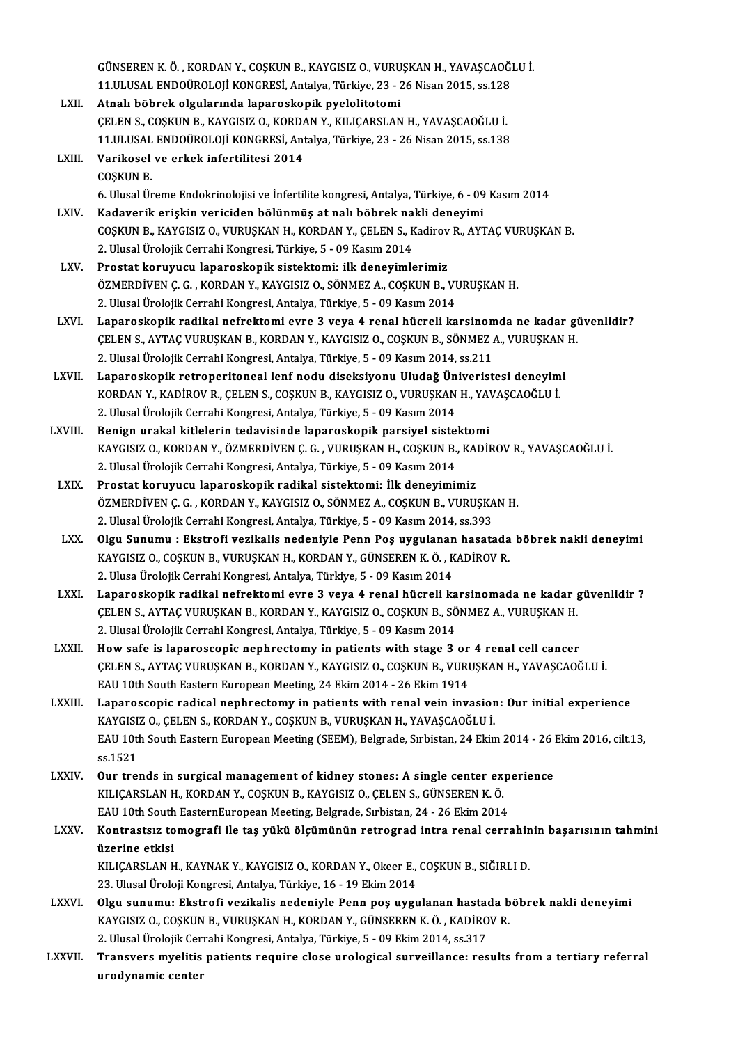GÜNSEREN K. Ö. , KORDAN Y., COŞKUN B., KAYGISIZ O., VURUŞKAN H., YAVAŞCAOĞLU İ.
11.ULUSAL ENDOÜROLOJİ KONGRESİ, Antalya, Türkiye, 23 - 26 Nisan 2015, ss.128

LXII. **Atnalı böbrek olgularında laparoskopik pyelolitotomi**
ÇELEN S., COŞKUN B., KAYGISIZ O., KORDAN Y., KILIÇARSLAN H., YAVAŞCAOĞLU İ.
11.ULUSAL ENDOÜROLOJİ KONGRESİ, Antalya, Türkiye, 23 - 26 Nisan 2015, ss.138

LXIII. **Varikosel ve erkek infertilitesi 2014**
COŞKUN B.
6. Ulusal Üreme Endokrinolojisi ve İnfertilite kongresi, Antalya, Türkiye, 6 - 09 Kasım 2014

LXIV. **Kadaverik erişkin vericiden bölünmüş at nalı böbrek nakli deneyimi**
COŞKUN B., KAYGISIZ O., VURUŞKAN H., KORDAN Y., ÇELEN S., Kadirov R., AYTAÇ VURUŞKAN B.
2. Ulusal Ürolojik Cerrahi Kongresi, Türkiye, 5 - 09 Kasım 2014

LXV. **Prostat koruyucu laparoskopik sistektomi: ilk deneyimlerimiz**
ÖZMERDİVEN Ç. G. , KORDAN Y., KAYGISIZ O., SÖNMEZ A., COŞKUN B., VURUŞKAN H.
2. Ulusal Ürolojik Cerrahi Kongresi, Antalya, Türkiye, 5 - 09 Kasım 2014

LXVI. **Laparoskopik radikal nefrektomi evre 3 veya 4 renal hücreli karsinomda ne kadar güvenlidir?**
ÇELEN S., AYTAÇ VURUŞKAN B., KORDAN Y., KAYGISIZ O., COŞKUN B., SÖNMEZ A., VURUŞKAN H.
2. Ulusal Ürolojik Cerrahi Kongresi, Antalya, Türkiye, 5 - 09 Kasım 2014, ss.211

LXVII. **Laparoskopik retroperitoneal lenf nodu diseksiyonu Uludağ Üniveristesi deneyimi**
KORDAN Y., KADİROV R., ÇELEN S., COŞKUN B., KAYGISIZ O., VURUŞKAN H., YAVAŞCAOĞLU İ.
2. Ulusal Ürolojik Cerrahi Kongresi, Antalya, Türkiye, 5 - 09 Kasım 2014

LXVIII. **Benign urakal kitlelerin tedavisinde laparoskopik parsiyel sistektomi**
KAYGISIZ O., KORDAN Y., ÖZMERDİVEN Ç. G. , VURUŞKAN H., COŞKUN B., KADİROV R., YAVAŞCAOĞLU İ.
2. Ulusal Ürolojik Cerrahi Kongresi, Antalya, Türkiye, 5 - 09 Kasım 2014

LXIX. **Prostat koruyucu laparoskopik radikal sistektomi: İlk deneyimimiz**
ÖZMERDİVEN Ç. G. , KORDAN Y., KAYGISIZ O., SÖNMEZ A., COŞKUN B., VURUŞKAN H.
2. Ulusal Ürolojik Cerrahi Kongresi, Antalya, Türkiye, 5 - 09 Kasım 2014, ss.393

LXX. **Olgu Sunumu : Ekstrofi vezikalis nedeniyle Penn Poş uygulanan hasatada böbrek nakli deneyimi**
KAYGISIZ O., COŞKUN B., VURUŞKAN H., KORDAN Y., GÜNSEREN K. Ö. , KADİROV R.
2. Ulusa Ürolojik Cerrahi Kongresi, Antalya, Türkiye, 5 - 09 Kasım 2014

LXXI. **Laparoskopik radikal nefrektomi evre 3 veya 4 renal hücreli karsinomada ne kadar güvenlidir ?**
ÇELEN S., AYTAÇ VURUŞKAN B., KORDAN Y., KAYGISIZ O., COŞKUN B., SÖNMEZ A., VURUŞKAN H.
2. Ulusal Ürolojik Cerrahi Kongresi, Antalya, Türkiye, 5 - 09 Kasım 2014

LXXII. **How safe is laparoscopic nephrectomy in patients with stage 3 or 4 renal cell cancer**
ÇELEN S., AYTAÇ VURUŞKAN B., KORDAN Y., KAYGISIZ O., COŞKUN B., VURUŞKAN H., YAVAŞCAOĞLU İ.
EAU 10th South Eastern European Meeting, 24 Ekim 2014 - 26 Ekim 1914

LXXIII. **Laparoscopic radical nephrectomy in patients with renal vein invasion: Our initial experience**
KAYGISIZ O., ÇELEN S., KORDAN Y., COŞKUN B., VURUŞKAN H., YAVAŞCAOĞLU İ.
EAU 10th South Eastern European Meeting (SEEM), Belgrade, Sırbistan, 24 Ekim 2014 - 26 Ekim 2016, cilt.13, ss.1521

LXXIV. **Our trends in surgical management of kidney stones: A single center experience**
KILIÇARSLAN H., KORDAN Y., COŞKUN B., KAYGISIZ O., ÇELEN S., GÜNSEREN K. Ö.
EAU 10th South EasternEuropean Meeting, Belgrade, Sırbistan, 24 - 26 Ekim 2014

LXXV. **Kontrastsız tomografi ile taş yükü ölçümünün retrograd intra renal cerrahinin başarısının tahmini üzerine etkisi**
KILIÇARSLAN H., KAYNAK Y., KAYGISIZ O., KORDAN Y., Okeer E., COŞKUN B., SIĞIRLI D.
23. Ulusal Üroloji Kongresi, Antalya, Türkiye, 16 - 19 Ekim 2014

LXXVI. **Olgu sunumu: Ekstrofi vezikalis nedeniyle Penn poş uygulanan hastada böbrek nakli deneyimi**
KAYGISIZ O., COŞKUN B., VURUŞKAN H., KORDAN Y., GÜNSEREN K. Ö. , KADİROV R.
2. Ulusal Ürolojik Cerrahi Kongresi, Antalya, Türkiye, 5 - 09 Ekim 2014, ss.317

LXXVII. **Transvers myelitis patients require close urological surveillance: results from a tertiary referral urodynamic center**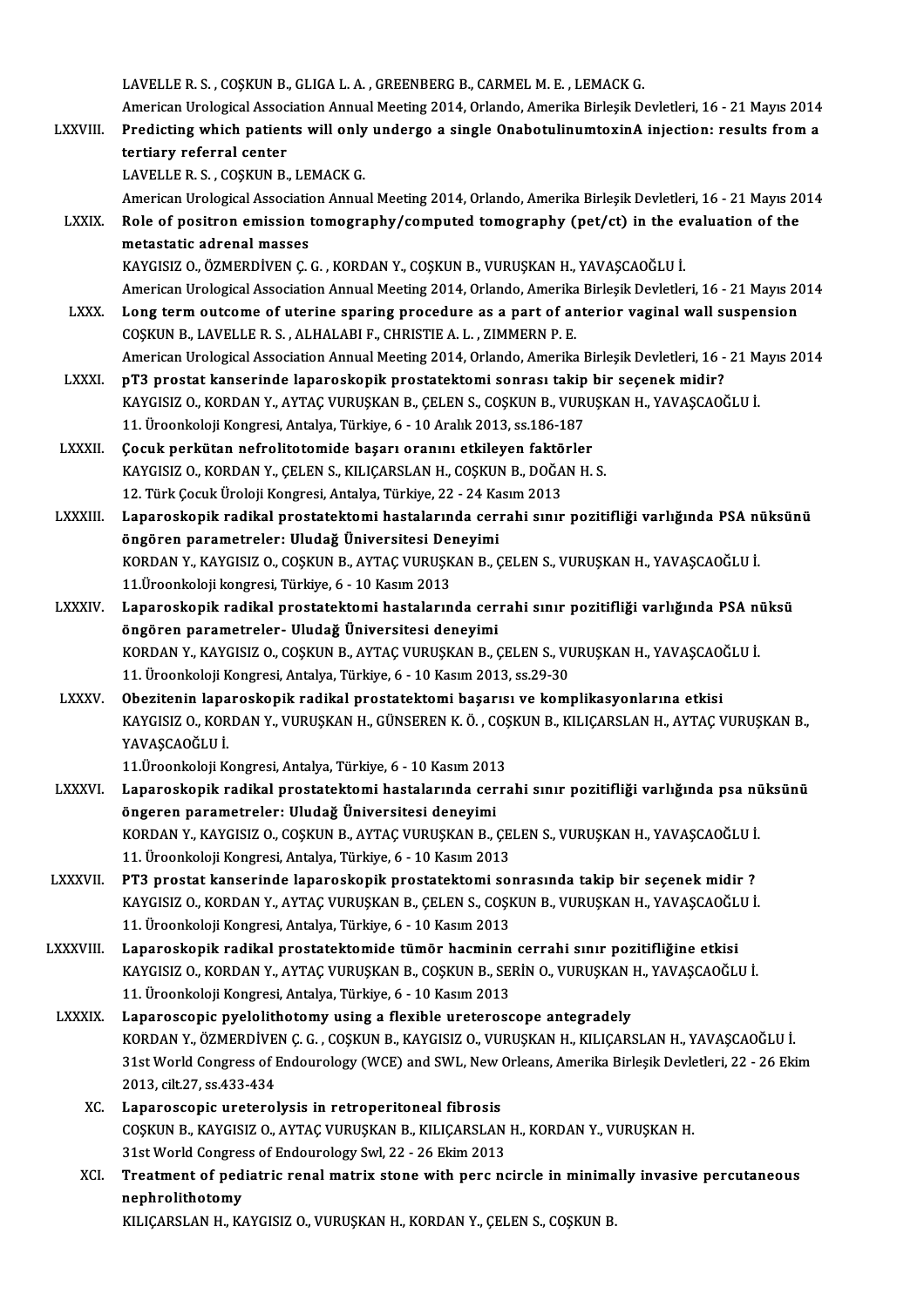LAVELLE R. S. , COŞKUN B., GLIGA L. A. , GREENBERG B., CARMEL M. E. , LEMACK G.
American Urological Association Annual Meeting 2014, Orlando, Amerika Birleşik Devletleri, 16 - 21 Mayıs 2014

LXXVIII. **Predicting which patients will only undergo a single OnabotulinumtoxinA injection: results from a tertiary referral center**
LAVELLE R. S. , COŞKUN B., LEMACK G.
American Urological Association Annual Meeting 2014, Orlando, Amerika Birleşik Devletleri, 16 - 21 Mayıs 2014

LXXIX. **Role of positron emission tomography/computed tomography (pet/ct) in the evaluation of the metastatic adrenal masses**
KAYGISIZ O., ÖZMERDİVEN Ç. G. , KORDAN Y., COŞKUN B., VURUŞKAN H., YAVAŞCAOĞLU İ.
American Urological Association Annual Meeting 2014, Orlando, Amerika Birleşik Devletleri, 16 - 21 Mayıs 2014

LXXX. **Long term outcome of uterine sparing procedure as a part of anterior vaginal wall suspension**
COŞKUN B., LAVELLE R. S. , ALHALABI F., CHRISTIE A. L. , ZIMMERN P. E.
American Urological Association Annual Meeting 2014, Orlando, Amerika Birleşik Devletleri, 16 - 21 Mayıs 2014

LXXXI. **pT3 prostat kanserinde laparoskopik prostatektomi sonrası takip bir seçenek midir?**
KAYGISIZ O., KORDAN Y., AYTAÇ VURUŞKAN B., ÇELEN S., COŞKUN B., VURUŞKAN H., YAVAŞCAOĞLU İ.
11. Üroonkoloji Kongresi, Antalya, Türkiye, 6 - 10 Aralık 2013, ss.186-187

LXXXII. **Çocuk perkütan nefrolitotomide başarı oranını etkileyen faktörler**
KAYGISIZ O., KORDAN Y., ÇELEN S., KILIÇARSLAN H., COŞKUN B., DOĞAN H. S.
12. Türk Çocuk Üroloji Kongresi, Antalya, Türkiye, 22 - 24 Kasım 2013

LXXXIII. **Laparoskopik radikal prostatektomi hastalarında cerrahi sınır pozitifliği varlığında PSA nüksünü öngören parametreler: Uludağ Üniversitesi Deneyimi**
KORDAN Y., KAYGISIZ O., COŞKUN B., AYTAÇ VURUŞKAN B., ÇELEN S., VURUŞKAN H., YAVAŞCAOĞLU İ.
11.Üroonkoloji kongresi, Türkiye, 6 - 10 Kasım 2013

LXXXIV. **Laparoskopik radikal prostatektomi hastalarında cerrahi sınır pozitifliği varlığında PSA nüksü öngören parametreler- Uludağ Üniversitesi deneyimi**
KORDAN Y., KAYGISIZ O., COŞKUN B., AYTAÇ VURUŞKAN B., ÇELEN S., VURUŞKAN H., YAVAŞCAOĞLU İ.
11. Üroonkoloji Kongresi, Antalya, Türkiye, 6 - 10 Kasım 2013, ss.29-30

LXXXV. **Obezitenin laparoskopik radikal prostatektomi başarısı ve komplikasyonlarına etkisi**
KAYGISIZ O., KORDAN Y., VURUŞKAN H., GÜNSEREN K. Ö. , COŞKUN B., KILIÇARSLAN H., AYTAÇ VURUŞKAN B., YAVAŞCAOĞLU İ.
11.Üroonkoloji Kongresi, Antalya, Türkiye, 6 - 10 Kasım 2013

LXXXVI. **Laparoskopik radikal prostatektomi hastalarında cerrahi sınır pozitifliği varlığında psa nüksünü öngeren parametreler: Uludağ Üniversitesi deneyimi**
KORDAN Y., KAYGISIZ O., COŞKUN B., AYTAÇ VURUŞKAN B., ÇELEN S., VURUŞKAN H., YAVAŞCAOĞLU İ.
11. Üroonkoloji Kongresi, Antalya, Türkiye, 6 - 10 Kasım 2013

LXXXVII. **PT3 prostat kanserinde laparoskopik prostatektomi sonrasında takip bir seçenek midir ?**
KAYGISIZ O., KORDAN Y., AYTAÇ VURUŞKAN B., ÇELEN S., COŞKUN B., VURUŞKAN H., YAVAŞCAOĞLU İ.
11. Üroonkoloji Kongresi, Antalya, Türkiye, 6 - 10 Kasım 2013

LXXXVIII. **Laparoskopik radikal prostatektomide tümör hacminin cerrahi sınır pozitifliğine etkisi**
KAYGISIZ O., KORDAN Y., AYTAÇ VURUŞKAN B., COŞKUN B., SERİN O., VURUŞKAN H., YAVAŞCAOĞLU İ.
11. Üroonkoloji Kongresi, Antalya, Türkiye, 6 - 10 Kasım 2013

LXXXIX. **Laparoscopic pyelolithotomy using a flexible ureteroscope antegradely**
KORDAN Y., ÖZMERDİVEN Ç. G. , COŞKUN B., KAYGISIZ O., VURUŞKAN H., KILIÇARSLAN H., YAVAŞCAOĞLU İ.
31st World Congress of Endourology (WCE) and SWL, New Orleans, Amerika Birleşik Devletleri, 22 - 26 Ekim 2013, cilt.27, ss.433-434

XC. **Laparoscopic ureterolysis in retroperitoneal fibrosis**
COŞKUN B., KAYGISIZ O., AYTAÇ VURUŞKAN B., KILIÇARSLAN H., KORDAN Y., VURUŞKAN H.
31st World Congress of Endourology Swl, 22 - 26 Ekim 2013

XCI. **Treatment of pediatric renal matrix stone with perc ncircle in minimally invasive percutaneous nephrolithotomy**
KILIÇARSLAN H., KAYGISIZ O., VURUŞKAN H., KORDAN Y., ÇELEN S., COŞKUN B.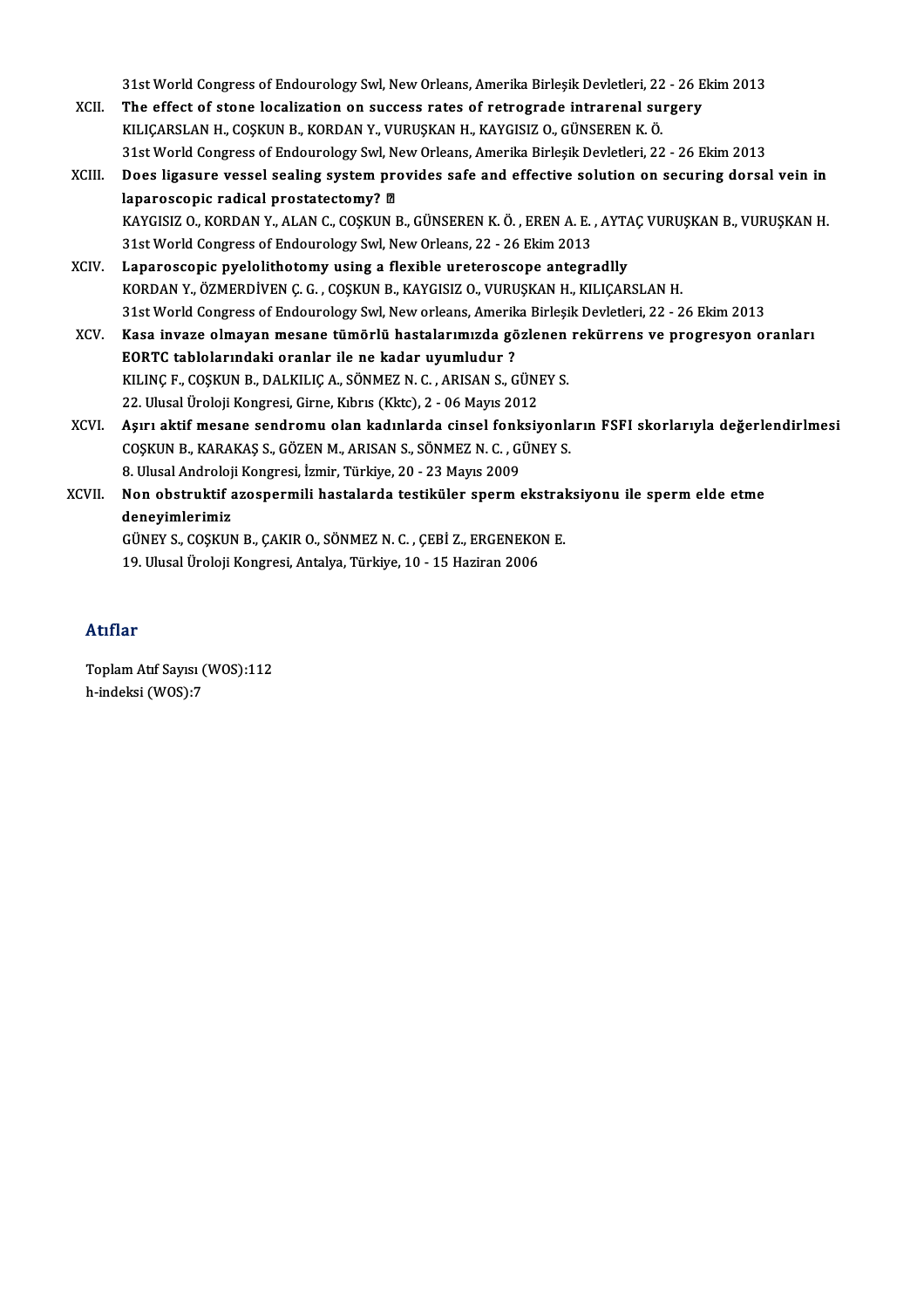31st World Congress of Endourology Swl, New Orleans, Amerika Birleşik Devletleri, 22 - 26 Ekim 2013

XCII. **The effect of stone localization on success rates of retrograde intrarenal surgery**
KILIÇARSLAN H., COŞKUN B., KORDAN Y., VURUŞKAN H., KAYGISIZ O., GÜNSEREN K. Ö.
31st World Congress of Endourology Swl, New Orleans, Amerika Birleşik Devletleri, 22 - 26 Ekim 2013

XCIII. **Does ligasure vessel sealing system provides safe and effective solution on securing dorsal vein in laparoscopic radical prostatectomy?**
KAYGISIZ O., KORDAN Y., ALAN C., COŞKUN B., GÜNSEREN K. Ö. , EREN A. E. , AYTAÇ VURUŞKAN B., VURUŞKAN H.
31st World Congress of Endourology Swl, New Orleans, 22 - 26 Ekim 2013

XCIV. **Laparoscopic pyelolithotomy using a flexible ureteroscope antegradlly**
KORDAN Y., ÖZMERDİVEN Ç. G. , COŞKUN B., KAYGISIZ O., VURUŞKAN H., KILIÇARSLAN H.
31st World Congress of Endourology Swl, New orleans, Amerika Birleşik Devletleri, 22 - 26 Ekim 2013

XCV. **Kasa invaze olmayan mesane tümörlü hastalarımızda gözlenen rekürrens ve progresyon oranları EORTC tablolarındaki oranlar ile ne kadar uyumludur ?**
KILINÇ F., COŞKUN B., DALKILIÇ A., SÖNMEZ N. C. , ARISAN S., GÜNEY S.
22. Ulusal Üroloji Kongresi, Girne, Kıbrıs (Kktc), 2 - 06 Mayıs 2012

XCVI. **Aşırı aktif mesane sendromu olan kadınlarda cinsel fonksiyonların FSFI skorlarıyla değerlendirilmesi**
COŞKUN B., KARAKAŞ S., GÖZEN M., ARISAN S., SÖNMEZ N. C. , GÜNEY S.
8. Ulusal Androloji Kongresi, İzmir, Türkiye, 20 - 23 Mayıs 2009

XCVII. **Non obstruktif azospermili hastalarda testiküler sperm ekstraksiyonu ile sperm elde etme deneyimlerimiz**
GÜNEY S., COŞKUN B., ÇAKIR O., SÖNMEZ N. C. , ÇEBİ Z., ERGENEKON E.
19. Ulusal Üroloji Kongresi, Antalya, Türkiye, 10 - 15 Haziran 2006

## Atıflar

Toplam Atıf Sayısı (WOS):112
h-indeksi (WOS):7